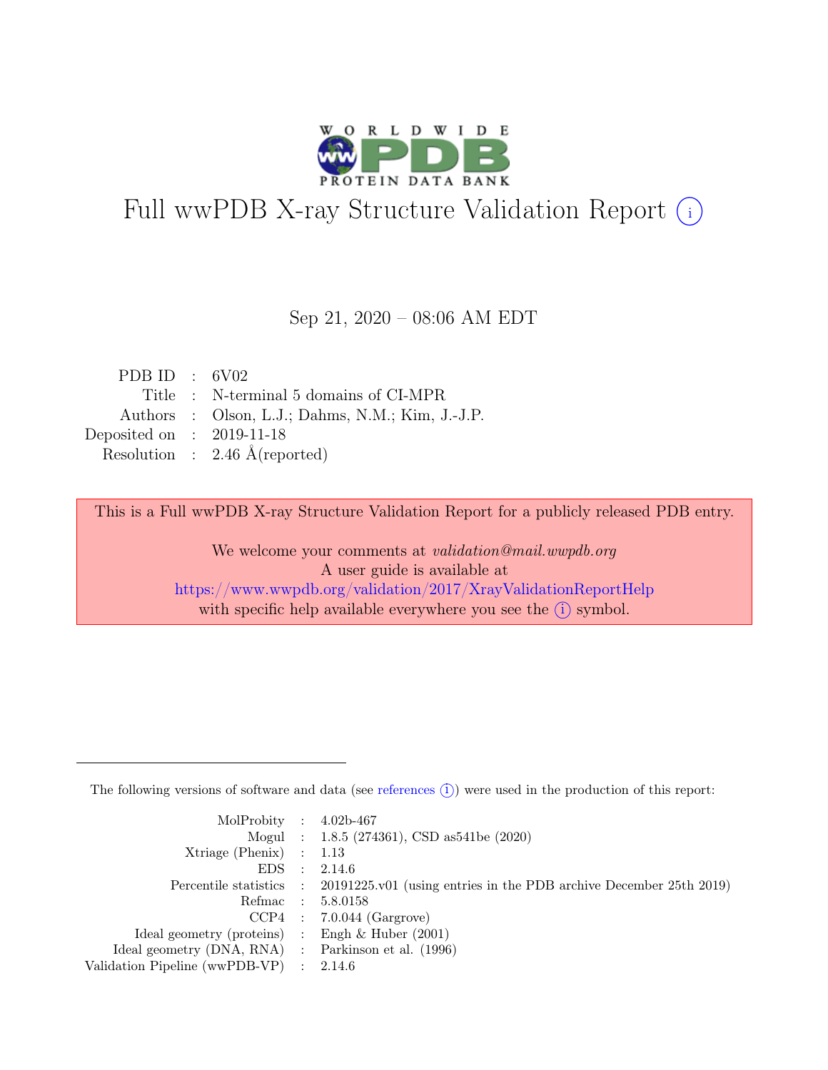# Full wwPDB X-ray Structure Validation Report (i)

Sep 21, 2020 – 08:06 AM EDT

| | | |
|---|---|---|
| PDB ID | : | 6V02 |
| Title | : | N-terminal 5 domains of CI-MPR |
| Authors | : | Olson, L.J.; Dahms, N.M.; Kim, J.-J.P. |
| Deposited on | : | 2019-11-18 |
| Resolution | : | 2.46 Å(reported) |

This is a Full wwPDB X-ray Structure Validation Report for a publicly released PDB entry.

We welcome your comments at *validation@mail.wwpdb.org*
A user guide is available at
https://www.wwpdb.org/validation/2017/XrayValidationReportHelp
with specific help available everywhere you see the (i) symbol.

---

The following versions of software and data (see references (i)) were used in the production of this report:

| | | |
|---|---|---|
| MolProbity | : | 4.02b-467 |
| Mogul | : | 1.8.5 (274361), CSD as541be (2020) |
| Xtriage (Phenix) | : | 1.13 |
| EDS | : | 2.14.6 |
| Percentile statistics | : | 20191225.v01 (using entries in the PDB archive December 25th 2019) |
| Refmac | : | 5.8.0158 |
| CCP4 | : | 7.0.044 (Gargrove) |
| Ideal geometry (proteins) | : | Engh & Huber (2001) |
| Ideal geometry (DNA, RNA) | : | Parkinson et al. (1996) |
| Validation Pipeline (wwPDB-VP) | : | 2.14.6 |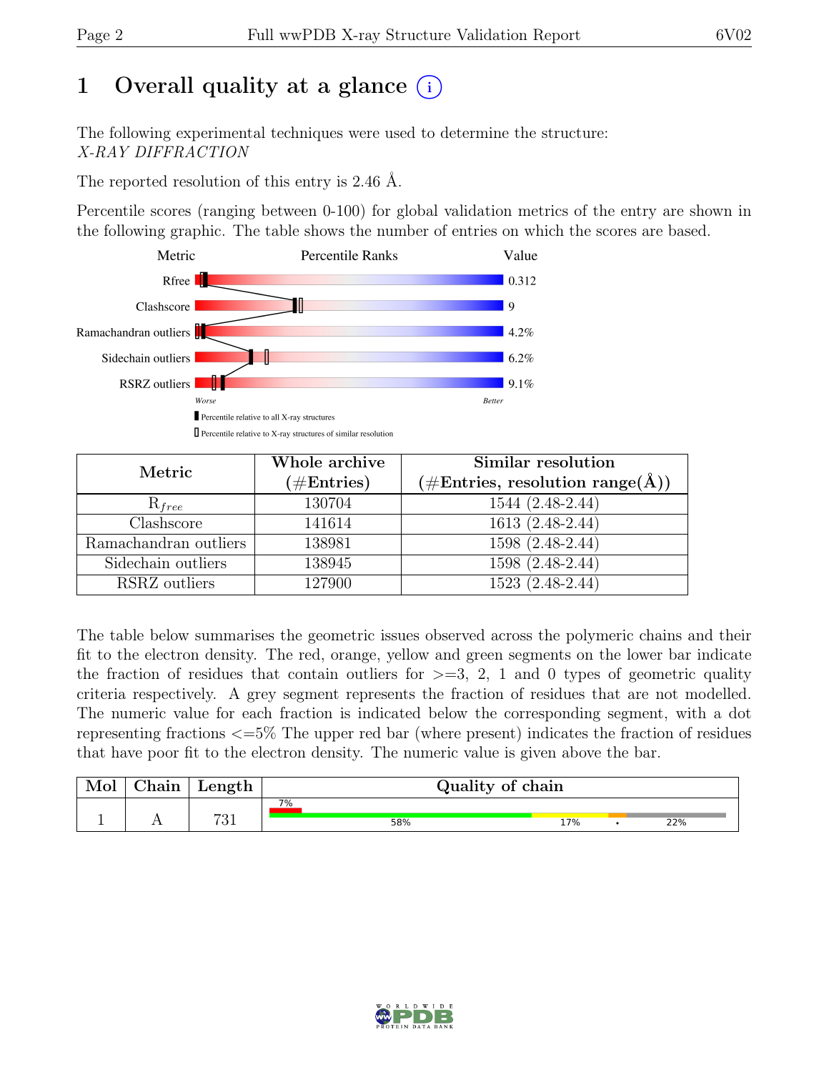# 1 Overall quality at a glance (i)

The following experimental techniques were used to determine the structure:
*X-RAY DIFFRACTION*

The reported resolution of this entry is 2.46 Å.

Percentile scores (ranging between 0-100) for global validation metrics of the entry are shown in the following graphic. The table shows the number of entries on which the scores are based.

| Metric | Value |
|---|---|
| Rfree | 0.312 |
| Clashscore | 9 |
| Ramachandran outliers | 4.2% |
| Sidechain outliers | 6.2% |
| RSRZ outliers | 9.1% |

Worse — Better

▮ Percentile relative to all X-ray structures
▯ Percentile relative to X-ray structures of similar resolution

| Metric | Whole archive (#Entries) | Similar resolution (#Entries, resolution range(Å)) |
|---|---|---|
| $R_{free}$ | 130704 | 1544 (2.48-2.44) |
| Clashscore | 141614 | 1613 (2.48-2.44) |
| Ramachandran outliers | 138981 | 1598 (2.48-2.44) |
| Sidechain outliers | 138945 | 1598 (2.48-2.44) |
| RSRZ outliers | 127900 | 1523 (2.48-2.44) |

The table below summarises the geometric issues observed across the polymeric chains and their fit to the electron density. The red, orange, yellow and green segments on the lower bar indicate the fraction of residues that contain outliers for >=3, 2, 1 and 0 types of geometric quality criteria respectively. A grey segment represents the fraction of residues that are not modelled. The numeric value for each fraction is indicated below the corresponding segment, with a dot representing fractions <=5% The upper red bar (where present) indicates the fraction of residues that have poor fit to the electron density. The numeric value is given above the bar.

| Mol | Chain | Length | Quality of chain |
|---|---|---|---|
| 1 | A | 731 | 7% (poor fit); 58% (green), 17% (yellow), • (orange), 22% (grey) |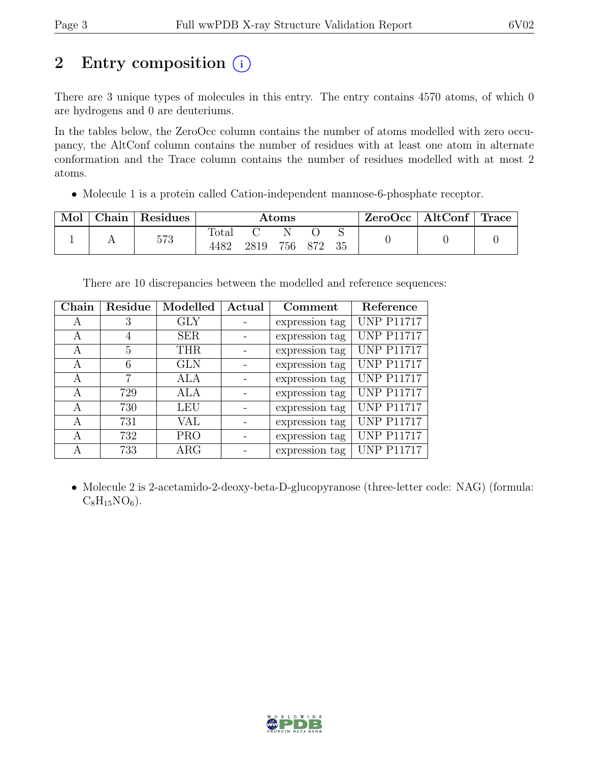# 2 Entry composition

There are 3 unique types of molecules in this entry. The entry contains 4570 atoms, of which 0 are hydrogens and 0 are deuteriums.

In the tables below, the ZeroOcc column contains the number of atoms modelled with zero occupancy, the AltConf column contains the number of residues with at least one atom in alternate conformation and the Trace column contains the number of residues modelled with at most 2 atoms.

- Molecule 1 is a protein called Cation-independent mannose-6-phosphate receptor.

| Mol | Chain | Residues | Atoms | | | | | ZeroOcc | AltConf | Trace |
|---|---|---|---|---|---|---|---|---|---|---|
| | | | Total | C | N | O | S | | | |
| 1 | A | 573 | 4482 | 2819 | 756 | 872 | 35 | 0 | 0 | 0 |

There are 10 discrepancies between the modelled and reference sequences:

| Chain | Residue | Modelled | Actual | Comment | Reference |
|---|---|---|---|---|---|
| A | 3 | GLY | - | expression tag | UNP P11717 |
| A | 4 | SER | - | expression tag | UNP P11717 |
| A | 5 | THR | - | expression tag | UNP P11717 |
| A | 6 | GLN | - | expression tag | UNP P11717 |
| A | 7 | ALA | - | expression tag | UNP P11717 |
| A | 729 | ALA | - | expression tag | UNP P11717 |
| A | 730 | LEU | - | expression tag | UNP P11717 |
| A | 731 | VAL | - | expression tag | UNP P11717 |
| A | 732 | PRO | - | expression tag | UNP P11717 |
| A | 733 | ARG | - | expression tag | UNP P11717 |

- Molecule 2 is 2-acetamido-2-deoxy-beta-D-glucopyranose (three-letter code: NAG) (formula: $C_8H_{15}NO_6$).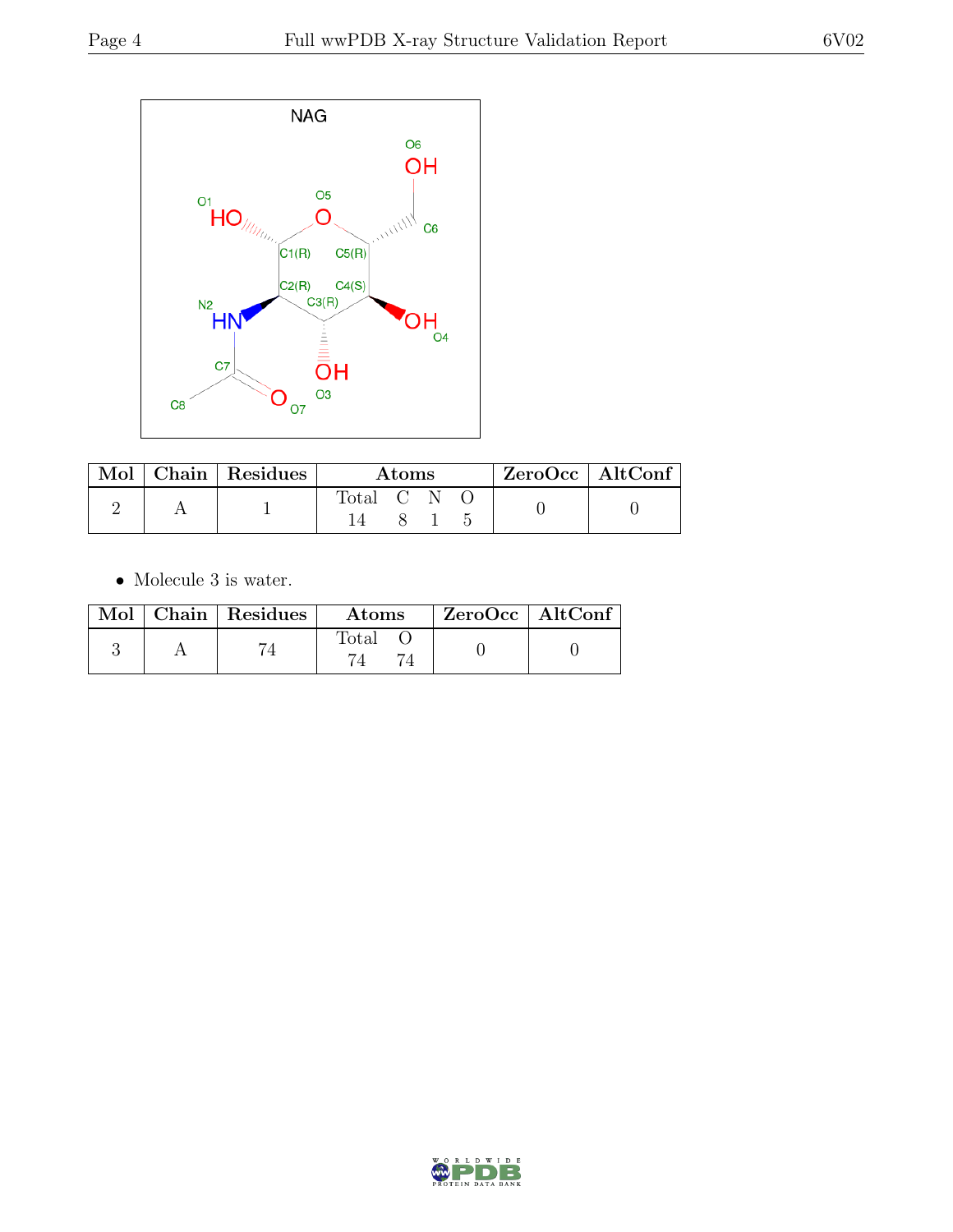NAG

| Mol | Chain | Residues | Atoms | | | | ZeroOcc | AltConf |
|---|---|---|---|---|---|---|---|---|
| | | | Total | C | N | O | | |
| 2 | A | 1 | 14 | 8 | 1 | 5 | 0 | 0 |

- Molecule 3 is water.

| Mol | Chain | Residues | Atoms | | ZeroOcc | AltConf |
|---|---|---|---|---|---|---|
| | | | Total | O | | |
| 3 | A | 74 | 74 | 74 | 0 | 0 |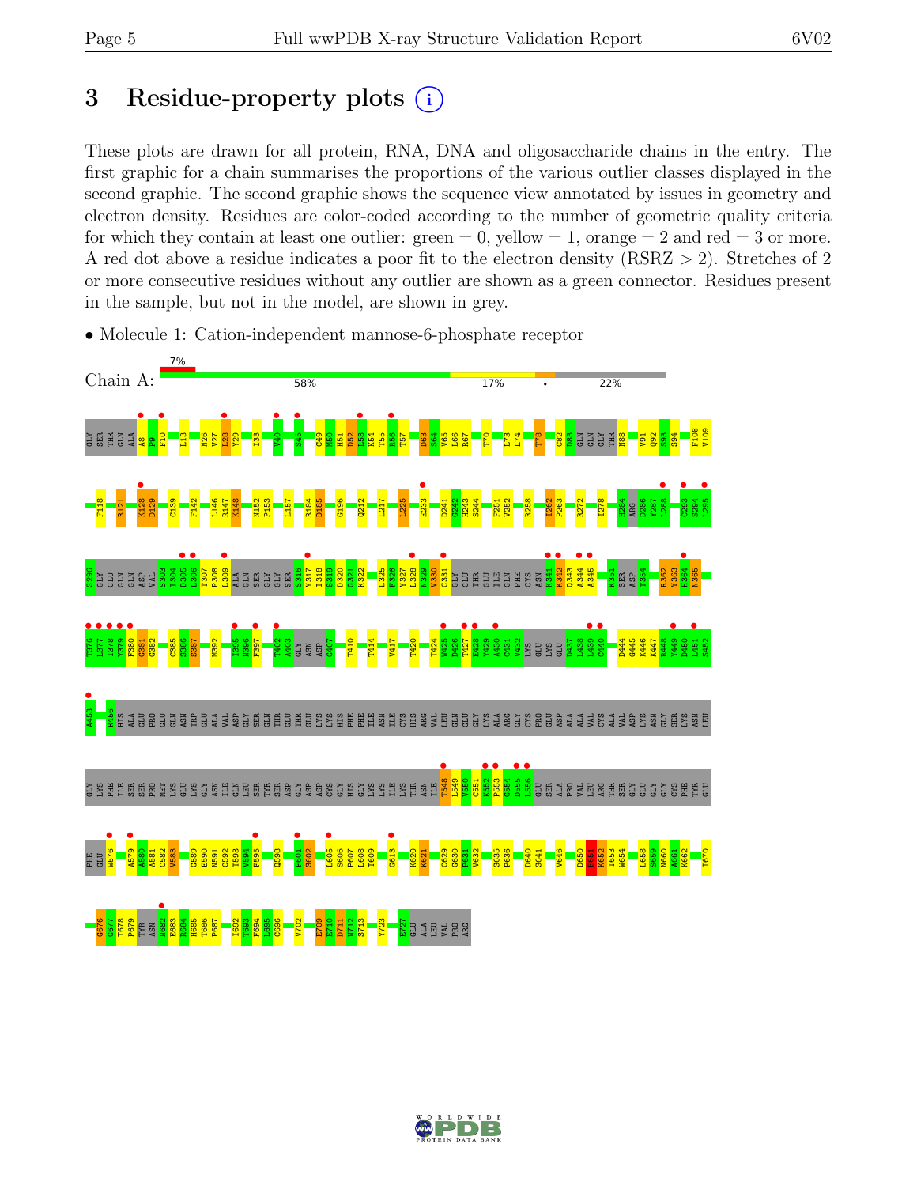# 3 Residue-property plots

These plots are drawn for all protein, RNA, DNA and oligosaccharide chains in the entry. The first graphic for a chain summarises the proportions of the various outlier classes displayed in the second graphic. The second graphic shows the sequence view annotated by issues in geometry and electron density. Residues are color-coded according to the number of geometric quality criteria for which they contain at least one outlier: green = 0, yellow = 1, orange = 2 and red = 3 or more. A red dot above a residue indicates a poor fit to the electron density (RSRZ > 2). Stretches of 2 or more consecutive residues without any outlier are shown as a green connector. Residues present in the sample, but not in the model, are shown in grey.

- Molecule 1: Cation-independent mannose-6-phosphate receptor

Chain A: 7% | 58% | 17% | • | 22%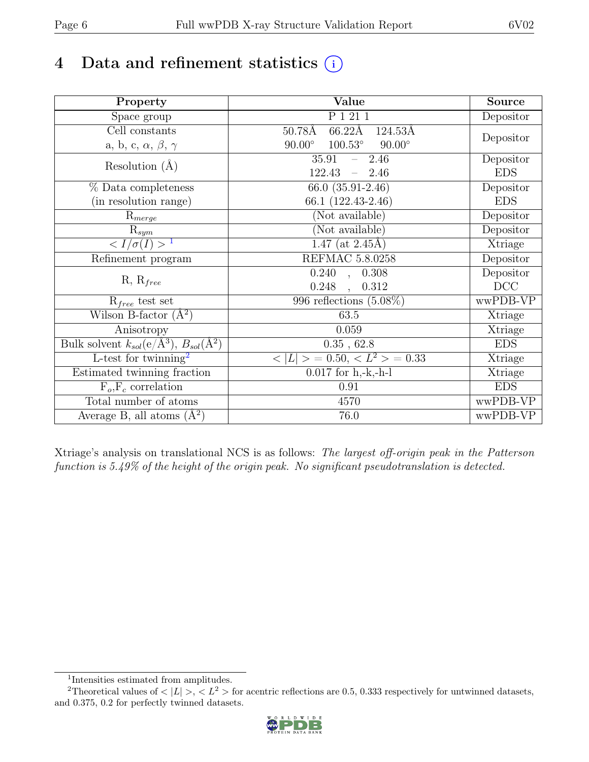# 4 Data and refinement statistics

| Property | Value | Source |
|---|---|---|
| Space group | P 1 21 1 | Depositor |
| Cell constants<br>a, b, c, $\alpha$, $\beta$, $\gamma$ | 50.78Å 66.22Å 124.53Å<br>90.00° 100.53° 90.00° | Depositor |
| Resolution (Å) | 35.91 – 2.46 | Depositor |
| | 122.43 – 2.46 | EDS |
| % Data completeness<br>(in resolution range) | 66.0 (35.91-2.46) | Depositor |
| | 66.1 (122.43-2.46) | EDS |
| $R_{merge}$ | (Not available) | Depositor |
| $R_{sym}$ | (Not available) | Depositor |
| $< I/\sigma(I) >$ [1] | 1.47 (at 2.45Å) | Xtriage |
| Refinement program | REFMAC 5.8.0258 | Depositor |
| R, $R_{free}$ | 0.240 , 0.308 | Depositor |
| | 0.248 , 0.312 | DCC |
| $R_{free}$ test set | 996 reflections (5.08%) | wwPDB-VP |
| Wilson B-factor (Å$^2$) | 63.5 | Xtriage |
| Anisotropy | 0.059 | Xtriage |
| Bulk solvent $k_{sol}$(e/Å$^3$), $B_{sol}$(Å$^2$) | 0.35 , 62.8 | EDS |
| L-test for twinning[2] | $< \|L\| > = 0.50$, $< L^2 > = 0.33$ | Xtriage |
| Estimated twinning fraction | 0.017 for h,-k,-h-l | Xtriage |
| $F_o$,$F_c$ correlation | 0.91 | EDS |
| Total number of atoms | 4570 | wwPDB-VP |
| Average B, all atoms (Å$^2$) | 76.0 | wwPDB-VP |

Xtriage's analysis on translational NCS is as follows: *The largest off-origin peak in the Patterson function is 5.49% of the height of the origin peak. No significant pseudotranslation is detected.*

[1] Intensities estimated from amplitudes.

[2] Theoretical values of $< |L| >$, $< L^2 >$ for acentric reflections are 0.5, 0.333 respectively for untwinned datasets, and 0.375, 0.2 for perfectly twinned datasets.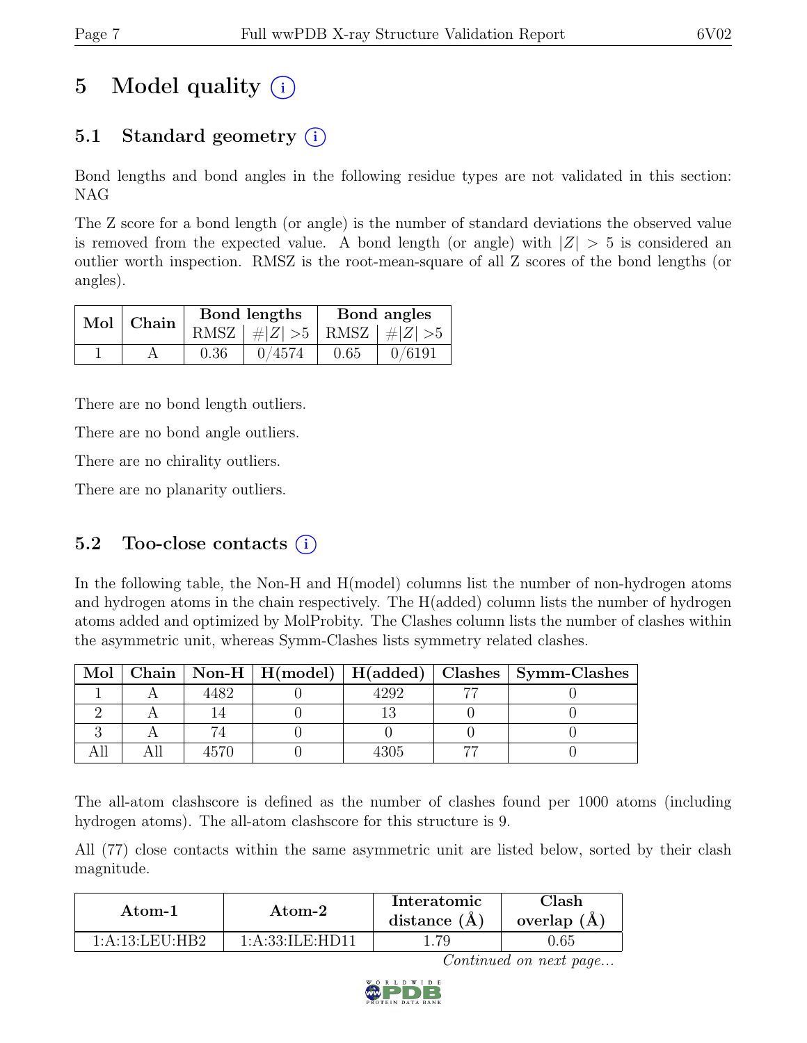# 5 Model quality (i)

## 5.1 Standard geometry (i)

Bond lengths and bond angles in the following residue types are not validated in this section: NAG

The Z score for a bond length (or angle) is the number of standard deviations the observed value is removed from the expected value. A bond length (or angle) with $|Z| > 5$ is considered an outlier worth inspection. RMSZ is the root-mean-square of all Z scores of the bond lengths (or angles).

| Mol | Chain | Bond lengths | | Bond angles | |
|---|---|---|---|---|---|
| | | RMSZ | $\#\|Z\| > 5$ | RMSZ | $\#\|Z\| > 5$ |
| 1 | A | 0.36 | 0/4574 | 0.65 | 0/6191 |

There are no bond length outliers.

There are no bond angle outliers.

There are no chirality outliers.

There are no planarity outliers.

## 5.2 Too-close contacts (i)

In the following table, the Non-H and H(model) columns list the number of non-hydrogen atoms and hydrogen atoms in the chain respectively. The H(added) column lists the number of hydrogen atoms added and optimized by MolProbity. The Clashes column lists the number of clashes within the asymmetric unit, whereas Symm-Clashes lists symmetry related clashes.

| Mol | Chain | Non-H | H(model) | H(added) | Clashes | Symm-Clashes |
|---|---|---|---|---|---|---|
| 1 | A | 4482 | 0 | 4292 | 77 | 0 |
| 2 | A | 14 | 0 | 13 | 0 | 0 |
| 3 | A | 74 | 0 | 0 | 0 | 0 |
| All | All | 4570 | 0 | 4305 | 77 | 0 |

The all-atom clashscore is defined as the number of clashes found per 1000 atoms (including hydrogen atoms). The all-atom clashscore for this structure is 9.

All (77) close contacts within the same asymmetric unit are listed below, sorted by their clash magnitude.

| Atom-1 | Atom-2 | Interatomic distance (Å) | Clash overlap (Å) |
|---|---|---|---|
| 1:A:13:LEU:HB2 | 1:A:33:ILE:HD11 | 1.79 | 0.65 |

*Continued on next page...*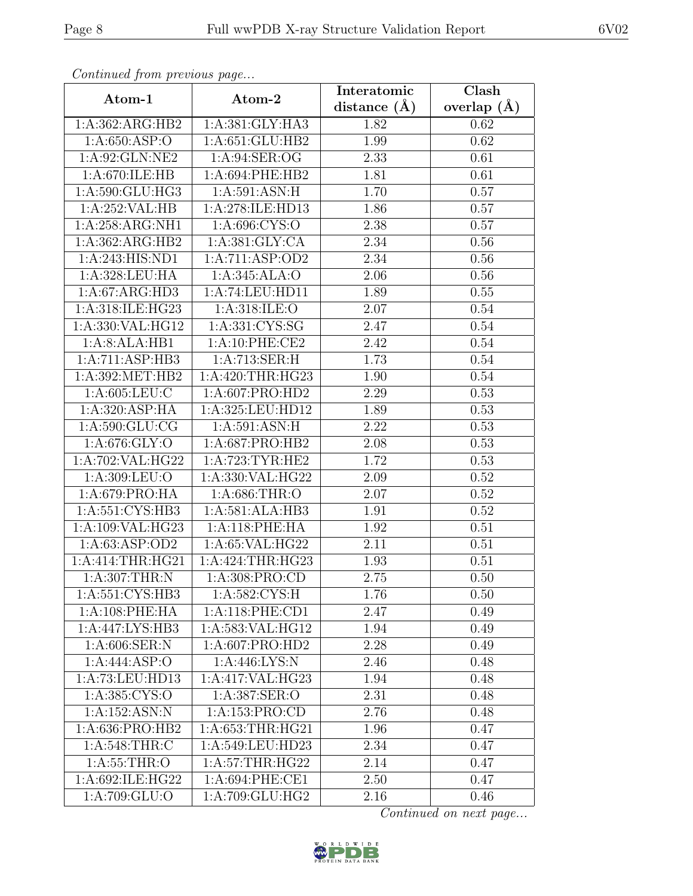*Continued from previous page...*

| Atom-1 | Atom-2 | Interatomic distance (Å) | Clash overlap (Å) |
|---|---|---|---|
| 1:A:362:ARG:HB2 | 1:A:381:GLY:HA3 | 1.82 | 0.62 |
| 1:A:650:ASP:O | 1:A:651:GLU:HB2 | 1.99 | 0.62 |
| 1:A:92:GLN:NE2 | 1:A:94:SER:OG | 2.33 | 0.61 |
| 1:A:670:ILE:HB | 1:A:694:PHE:HB2 | 1.81 | 0.61 |
| 1:A:590:GLU:HG3 | 1:A:591:ASN:H | 1.70 | 0.57 |
| 1:A:252:VAL:HB | 1:A:278:ILE:HD13 | 1.86 | 0.57 |
| 1:A:258:ARG:NH1 | 1:A:696:CYS:O | 2.38 | 0.57 |
| 1:A:362:ARG:HB2 | 1:A:381:GLY:CA | 2.34 | 0.56 |
| 1:A:243:HIS:ND1 | 1:A:711:ASP:OD2 | 2.34 | 0.56 |
| 1:A:328:LEU:HA | 1:A:345:ALA:O | 2.06 | 0.56 |
| 1:A:67:ARG:HD3 | 1:A:74:LEU:HD11 | 1.89 | 0.55 |
| 1:A:318:ILE:HG23 | 1:A:318:ILE:O | 2.07 | 0.54 |
| 1:A:330:VAL:HG12 | 1:A:331:CYS:SG | 2.47 | 0.54 |
| 1:A:8:ALA:HB1 | 1:A:10:PHE:CE2 | 2.42 | 0.54 |
| 1:A:711:ASP:HB3 | 1:A:713:SER:H | 1.73 | 0.54 |
| 1:A:392:MET:HB2 | 1:A:420:THR:HG23 | 1.90 | 0.54 |
| 1:A:605:LEU:C | 1:A:607:PRO:HD2 | 2.29 | 0.53 |
| 1:A:320:ASP:HA | 1:A:325:LEU:HD12 | 1.89 | 0.53 |
| 1:A:590:GLU:CG | 1:A:591:ASN:H | 2.22 | 0.53 |
| 1:A:676:GLY:O | 1:A:687:PRO:HB2 | 2.08 | 0.53 |
| 1:A:702:VAL:HG22 | 1:A:723:TYR:HE2 | 1.72 | 0.53 |
| 1:A:309:LEU:O | 1:A:330:VAL:HG22 | 2.09 | 0.52 |
| 1:A:679:PRO:HA | 1:A:686:THR:O | 2.07 | 0.52 |
| 1:A:551:CYS:HB3 | 1:A:581:ALA:HB3 | 1.91 | 0.52 |
| 1:A:109:VAL:HG23 | 1:A:118:PHE:HA | 1.92 | 0.51 |
| 1:A:63:ASP:OD2 | 1:A:65:VAL:HG22 | 2.11 | 0.51 |
| 1:A:414:THR:HG21 | 1:A:424:THR:HG23 | 1.93 | 0.51 |
| 1:A:307:THR:N | 1:A:308:PRO:CD | 2.75 | 0.50 |
| 1:A:551:CYS:HB3 | 1:A:582:CYS:H | 1.76 | 0.50 |
| 1:A:108:PHE:HA | 1:A:118:PHE:CD1 | 2.47 | 0.49 |
| 1:A:447:LYS:HB3 | 1:A:583:VAL:HG12 | 1.94 | 0.49 |
| 1:A:606:SER:N | 1:A:607:PRO:HD2 | 2.28 | 0.49 |
| 1:A:444:ASP:O | 1:A:446:LYS:N | 2.46 | 0.48 |
| 1:A:73:LEU:HD13 | 1:A:417:VAL:HG23 | 1.94 | 0.48 |
| 1:A:385:CYS:O | 1:A:387:SER:O | 2.31 | 0.48 |
| 1:A:152:ASN:N | 1:A:153:PRO:CD | 2.76 | 0.48 |
| 1:A:636:PRO:HB2 | 1:A:653:THR:HG21 | 1.96 | 0.47 |
| 1:A:548:THR:C | 1:A:549:LEU:HD23 | 2.34 | 0.47 |
| 1:A:55:THR:O | 1:A:57:THR:HG22 | 2.14 | 0.47 |
| 1:A:692:ILE:HG22 | 1:A:694:PHE:CE1 | 2.50 | 0.47 |
| 1:A:709:GLU:O | 1:A:709:GLU:HG2 | 2.16 | 0.46 |

*Continued on next page...*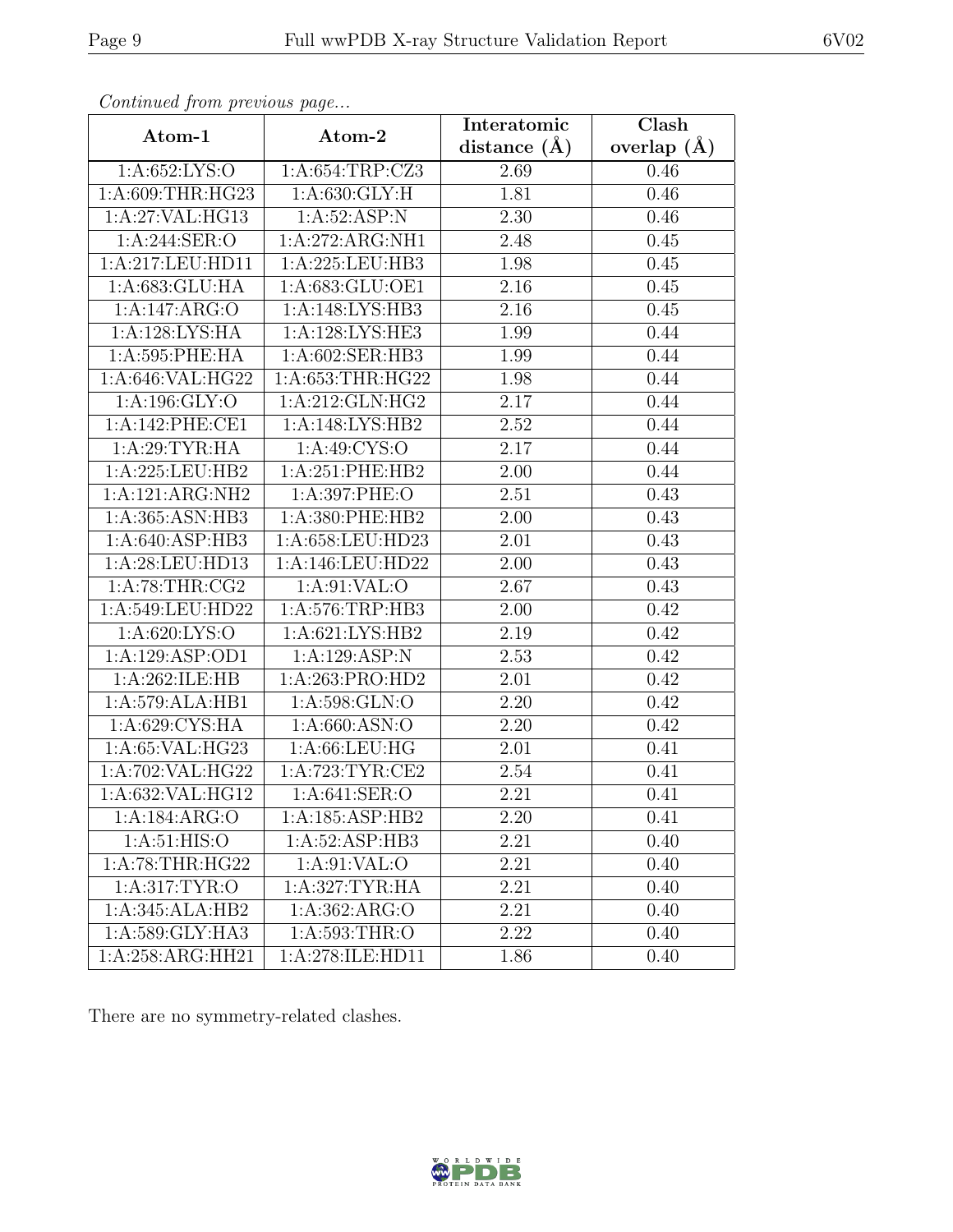*Continued from previous page...*

| Atom-1 | Atom-2 | Interatomic distance (Å) | Clash overlap (Å) |
|---|---|---|---|
| 1:A:652:LYS:O | 1:A:654:TRP:CZ3 | 2.69 | 0.46 |
| 1:A:609:THR:HG23 | 1:A:630:GLY:H | 1.81 | 0.46 |
| 1:A:27:VAL:HG13 | 1:A:52:ASP:N | 2.30 | 0.46 |
| 1:A:244:SER:O | 1:A:272:ARG:NH1 | 2.48 | 0.45 |
| 1:A:217:LEU:HD11 | 1:A:225:LEU:HB3 | 1.98 | 0.45 |
| 1:A:683:GLU:HA | 1:A:683:GLU:OE1 | 2.16 | 0.45 |
| 1:A:147:ARG:O | 1:A:148:LYS:HB3 | 2.16 | 0.45 |
| 1:A:128:LYS:HA | 1:A:128:LYS:HE3 | 1.99 | 0.44 |
| 1:A:595:PHE:HA | 1:A:602:SER:HB3 | 1.99 | 0.44 |
| 1:A:646:VAL:HG22 | 1:A:653:THR:HG22 | 1.98 | 0.44 |
| 1:A:196:GLY:O | 1:A:212:GLN:HG2 | 2.17 | 0.44 |
| 1:A:142:PHE:CE1 | 1:A:148:LYS:HB2 | 2.52 | 0.44 |
| 1:A:29:TYR:HA | 1:A:49:CYS:O | 2.17 | 0.44 |
| 1:A:225:LEU:HB2 | 1:A:251:PHE:HB2 | 2.00 | 0.44 |
| 1:A:121:ARG:NH2 | 1:A:397:PHE:O | 2.51 | 0.43 |
| 1:A:365:ASN:HB3 | 1:A:380:PHE:HB2 | 2.00 | 0.43 |
| 1:A:640:ASP:HB3 | 1:A:658:LEU:HD23 | 2.01 | 0.43 |
| 1:A:28:LEU:HD13 | 1:A:146:LEU:HD22 | 2.00 | 0.43 |
| 1:A:78:THR:CG2 | 1:A:91:VAL:O | 2.67 | 0.43 |
| 1:A:549:LEU:HD22 | 1:A:576:TRP:HB3 | 2.00 | 0.42 |
| 1:A:620:LYS:O | 1:A:621:LYS:HB2 | 2.19 | 0.42 |
| 1:A:129:ASP:OD1 | 1:A:129:ASP:N | 2.53 | 0.42 |
| 1:A:262:ILE:HB | 1:A:263:PRO:HD2 | 2.01 | 0.42 |
| 1:A:579:ALA:HB1 | 1:A:598:GLN:O | 2.20 | 0.42 |
| 1:A:629:CYS:HA | 1:A:660:ASN:O | 2.20 | 0.42 |
| 1:A:65:VAL:HG23 | 1:A:66:LEU:HG | 2.01 | 0.41 |
| 1:A:702:VAL:HG22 | 1:A:723:TYR:CE2 | 2.54 | 0.41 |
| 1:A:632:VAL:HG12 | 1:A:641:SER:O | 2.21 | 0.41 |
| 1:A:184:ARG:O | 1:A:185:ASP:HB2 | 2.20 | 0.41 |
| 1:A:51:HIS:O | 1:A:52:ASP:HB3 | 2.21 | 0.40 |
| 1:A:78:THR:HG22 | 1:A:91:VAL:O | 2.21 | 0.40 |
| 1:A:317:TYR:O | 1:A:327:TYR:HA | 2.21 | 0.40 |
| 1:A:345:ALA:HB2 | 1:A:362:ARG:O | 2.21 | 0.40 |
| 1:A:589:GLY:HA3 | 1:A:593:THR:O | 2.22 | 0.40 |
| 1:A:258:ARG:HH21 | 1:A:278:ILE:HD11 | 1.86 | 0.40 |

There are no symmetry-related clashes.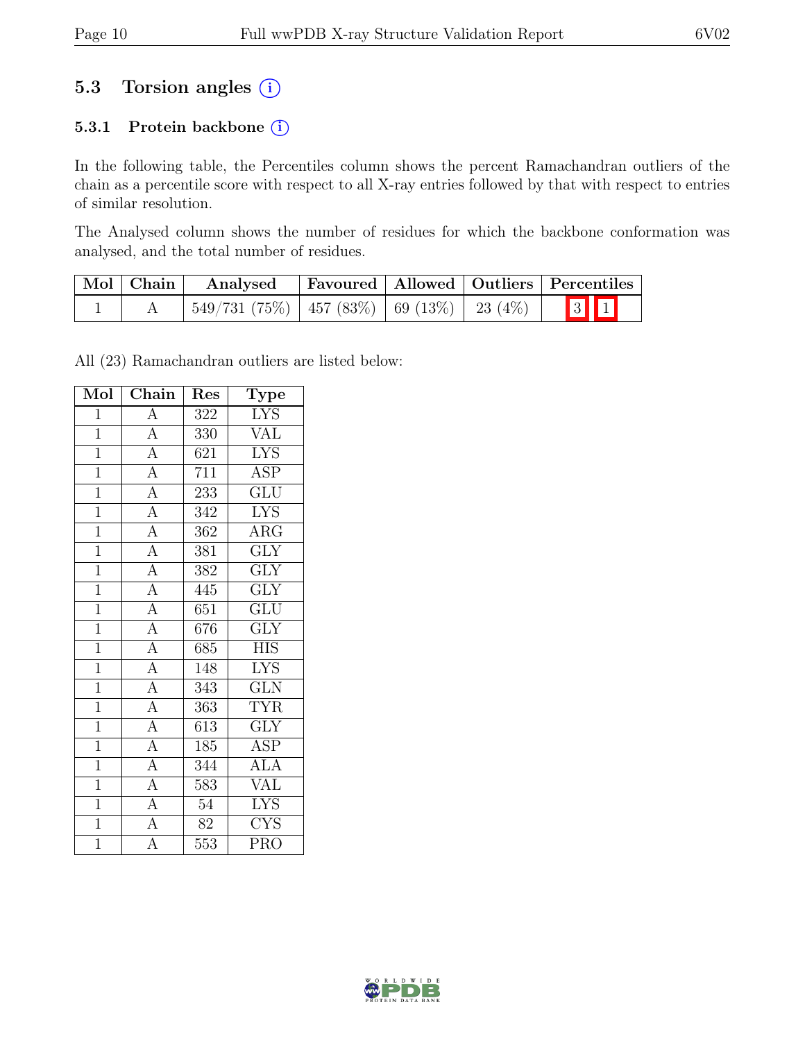## 5.3 Torsion angles (i)

### 5.3.1 Protein backbone (i)

In the following table, the Percentiles column shows the percent Ramachandran outliers of the chain as a percentile score with respect to all X-ray entries followed by that with respect to entries of similar resolution.

The Analysed column shows the number of residues for which the backbone conformation was analysed, and the total number of residues.

| Mol | Chain | Analysed | Favoured | Allowed | Outliers | Percentiles | |
|---|---|---|---|---|---|---|---|
| 1 | A | 549/731 (75%) | 457 (83%) | 69 (13%) | 23 (4%) | 3 | 1 |

All (23) Ramachandran outliers are listed below:

| Mol | Chain | Res | Type |
|---|---|---|---|
| 1 | A | 322 | LYS |
| 1 | A | 330 | VAL |
| 1 | A | 621 | LYS |
| 1 | A | 711 | ASP |
| 1 | A | 233 | GLU |
| 1 | A | 342 | LYS |
| 1 | A | 362 | ARG |
| 1 | A | 381 | GLY |
| 1 | A | 382 | GLY |
| 1 | A | 445 | GLY |
| 1 | A | 651 | GLU |
| 1 | A | 676 | GLY |
| 1 | A | 685 | HIS |
| 1 | A | 148 | LYS |
| 1 | A | 343 | GLN |
| 1 | A | 363 | TYR |
| 1 | A | 613 | GLY |
| 1 | A | 185 | ASP |
| 1 | A | 344 | ALA |
| 1 | A | 583 | VAL |
| 1 | A | 54 | LYS |
| 1 | A | 82 | CYS |
| 1 | A | 553 | PRO |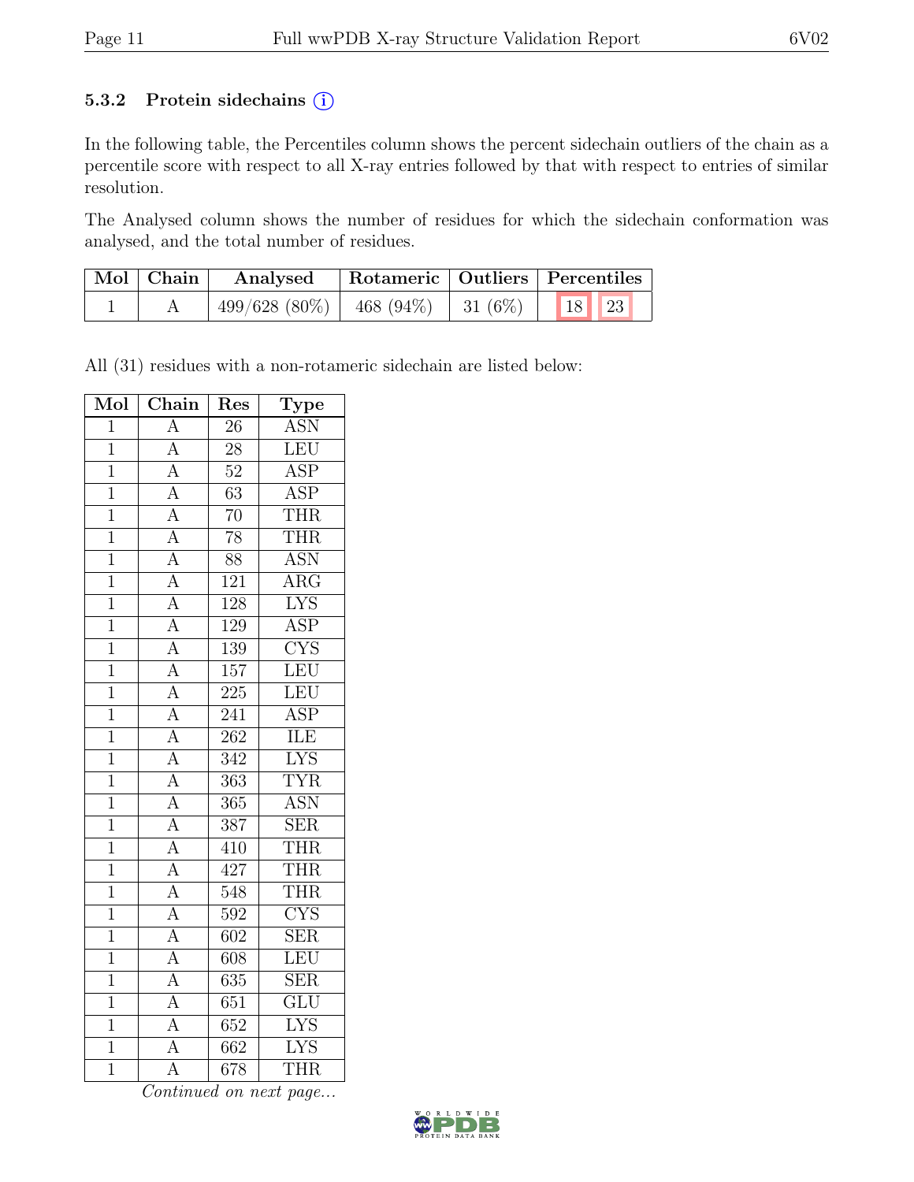### 5.3.2 Protein sidechains (i)

In the following table, the Percentiles column shows the percent sidechain outliers of the chain as a percentile score with respect to all X-ray entries followed by that with respect to entries of similar resolution.

The Analysed column shows the number of residues for which the sidechain conformation was analysed, and the total number of residues.

| Mol | Chain | Analysed | Rotameric | Outliers | Percentiles | |
|---|---|---|---|---|---|---|
| 1 | A | 499/628 (80%) | 468 (94%) | 31 (6%) | 18 | 23 |

All (31) residues with a non-rotameric sidechain are listed below:

| Mol | Chain | Res | Type |
|---|---|---|---|
| 1 | A | 26 | ASN |
| 1 | A | 28 | LEU |
| 1 | A | 52 | ASP |
| 1 | A | 63 | ASP |
| 1 | A | 70 | THR |
| 1 | A | 78 | THR |
| 1 | A | 88 | ASN |
| 1 | A | 121 | ARG |
| 1 | A | 128 | LYS |
| 1 | A | 129 | ASP |
| 1 | A | 139 | CYS |
| 1 | A | 157 | LEU |
| 1 | A | 225 | LEU |
| 1 | A | 241 | ASP |
| 1 | A | 262 | ILE |
| 1 | A | 342 | LYS |
| 1 | A | 363 | TYR |
| 1 | A | 365 | ASN |
| 1 | A | 387 | SER |
| 1 | A | 410 | THR |
| 1 | A | 427 | THR |
| 1 | A | 548 | THR |
| 1 | A | 592 | CYS |
| 1 | A | 602 | SER |
| 1 | A | 608 | LEU |
| 1 | A | 635 | SER |
| 1 | A | 651 | GLU |
| 1 | A | 652 | LYS |
| 1 | A | 662 | LYS |
| 1 | A | 678 | THR |

*Continued on next page...*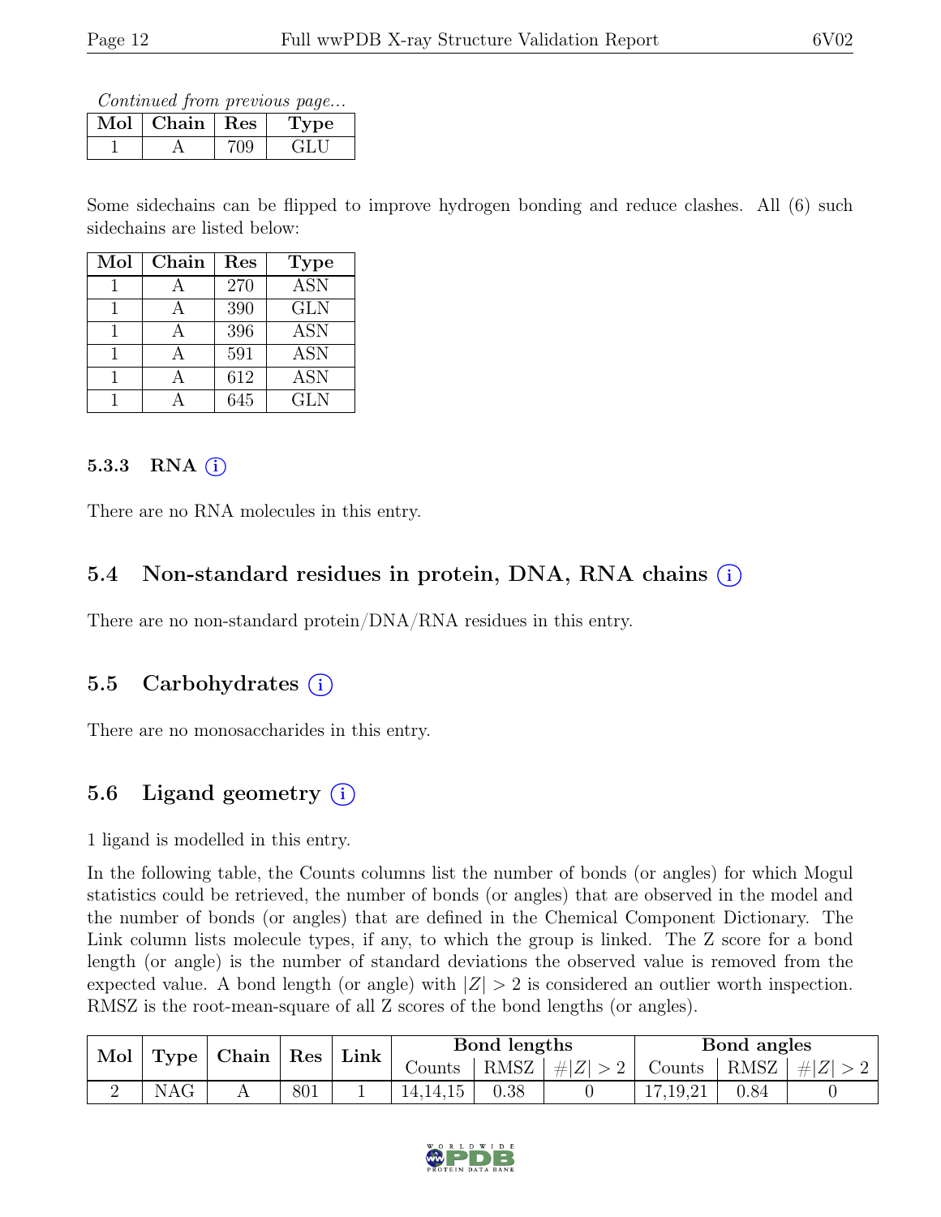*Continued from previous page...*

| Mol | Chain | Res | Type |
|---|---|---|---|
| 1 | A | 709 | GLU |

Some sidechains can be flipped to improve hydrogen bonding and reduce clashes. All (6) such sidechains are listed below:

| Mol | Chain | Res | Type |
|---|---|---|---|
| 1 | A | 270 | ASN |
| 1 | A | 390 | GLN |
| 1 | A | 396 | ASN |
| 1 | A | 591 | ASN |
| 1 | A | 612 | ASN |
| 1 | A | 645 | GLN |

#### 5.3.3 RNA

There are no RNA molecules in this entry.

### 5.4 Non-standard residues in protein, DNA, RNA chains

There are no non-standard protein/DNA/RNA residues in this entry.

### 5.5 Carbohydrates

There are no monosaccharides in this entry.

### 5.6 Ligand geometry

1 ligand is modelled in this entry.

In the following table, the Counts columns list the number of bonds (or angles) for which Mogul statistics could be retrieved, the number of bonds (or angles) that are observed in the model and the number of bonds (or angles) that are defined in the Chemical Component Dictionary. The Link column lists molecule types, if any, to which the group is linked. The Z score for a bond length (or angle) is the number of standard deviations the observed value is removed from the expected value. A bond length (or angle) with $|Z| > 2$ is considered an outlier worth inspection. RMSZ is the root-mean-square of all Z scores of the bond lengths (or angles).

| Mol | Type | Chain | Res | Link | Bond lengths | | | Bond angles | | |
|---|---|---|---|---|---|---|---|---|---|---|
| | | | | | Counts | RMSZ | $\#\|Z\| > 2$ | Counts | RMSZ | $\#\|Z\| > 2$ |
| 2 | NAG | A | 801 | 1 | 14,14,15 | 0.38 | 0 | 17,19,21 | 0.84 | 0 |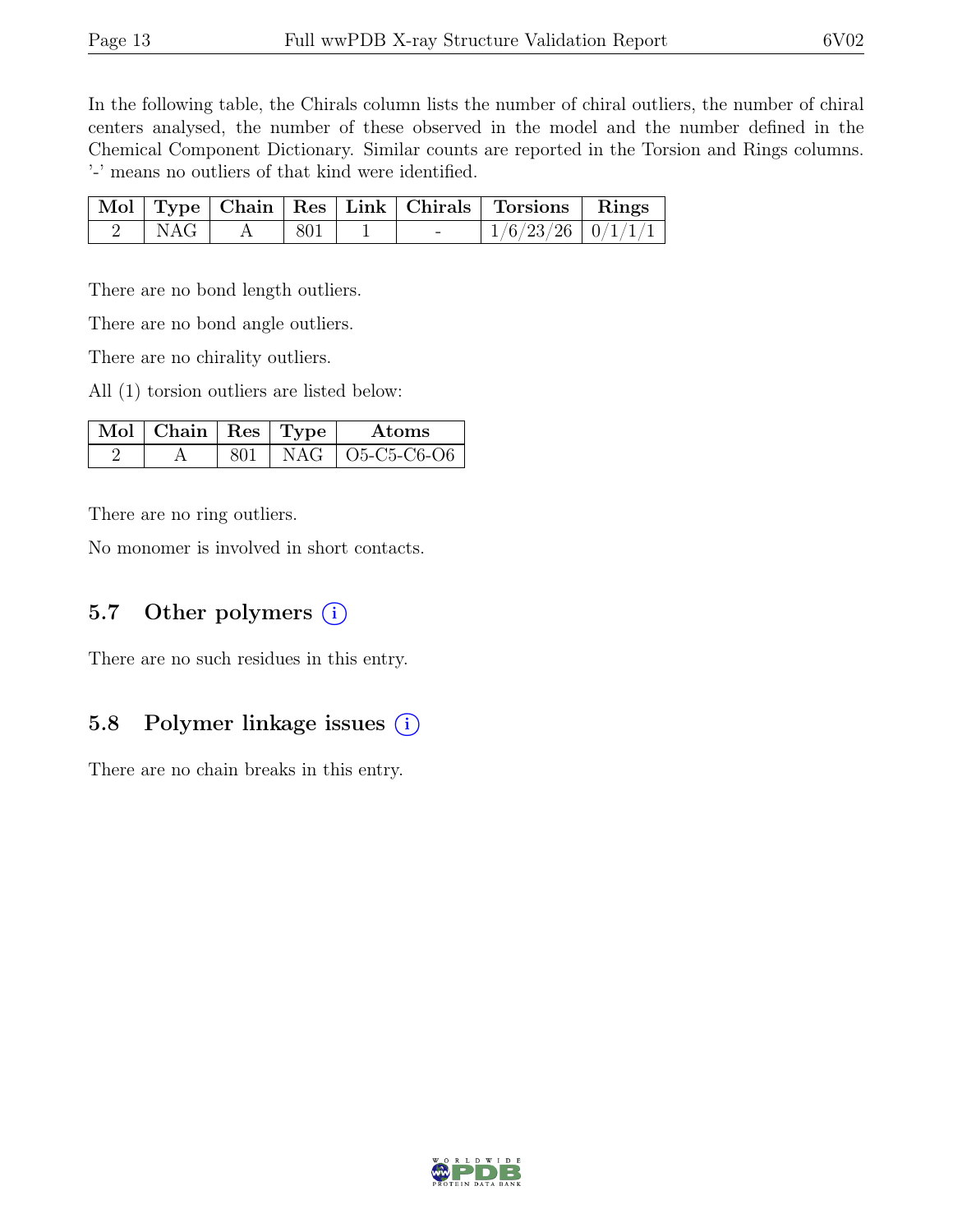In the following table, the Chirals column lists the number of chiral outliers, the number of chiral centers analysed, the number of these observed in the model and the number defined in the Chemical Component Dictionary. Similar counts are reported in the Torsion and Rings columns. '-' means no outliers of that kind were identified.

| Mol | Type | Chain | Res | Link | Chirals | Torsions | Rings |
|---|---|---|---|---|---|---|---|
| 2 | NAG | A | 801 | 1 | - | 1/6/23/26 | 0/1/1/1 |

There are no bond length outliers.

There are no bond angle outliers.

There are no chirality outliers.

All (1) torsion outliers are listed below:

| Mol | Chain | Res | Type | Atoms |
|---|---|---|---|---|
| 2 | A | 801 | NAG | O5-C5-C6-O6 |

There are no ring outliers.

No monomer is involved in short contacts.

## 5.7 Other polymers

There are no such residues in this entry.

## 5.8 Polymer linkage issues

There are no chain breaks in this entry.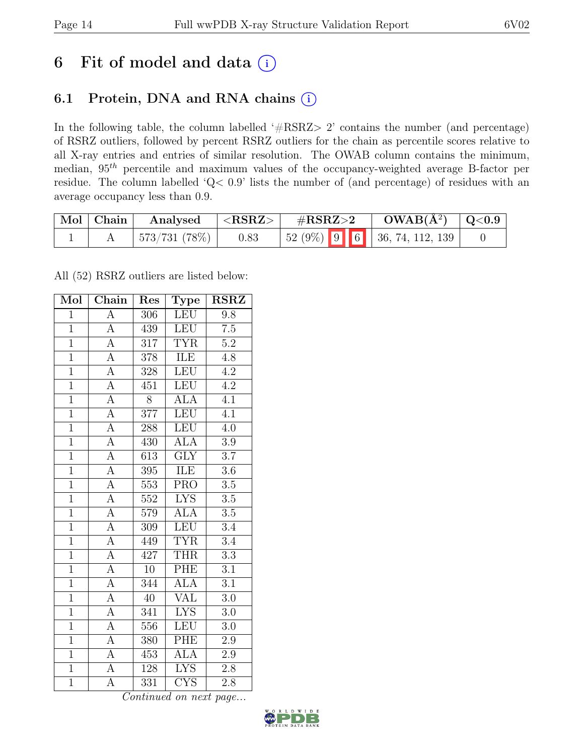# 6 Fit of model and data (i)

## 6.1 Protein, DNA and RNA chains (i)

In the following table, the column labelled '#RSRZ> 2' contains the number (and percentage) of RSRZ outliers, followed by percent RSRZ outliers for the chain as percentile scores relative to all X-ray entries and entries of similar resolution. The OWAB column contains the minimum, median, $95^{th}$ percentile and maximum values of the occupancy-weighted average B-factor per residue. The column labelled 'Q< 0.9' lists the number of (and percentage) of residues with an average occupancy less than 0.9.

| Mol | Chain | Analysed | <RSRZ> | #RSRZ>2 | | | OWAB(Å$^2$) | Q<0.9 |
|---|---|---|---|---|---|---|---|---|
| 1 | A | 573/731 (78%) | 0.83 | 52 (9%) | 9 | 6 | 36, 74, 112, 139 | 0 |

All (52) RSRZ outliers are listed below:

| Mol | Chain | Res | Type | RSRZ |
|---|---|---|---|---|
| 1 | A | 306 | LEU | 9.8 |
| 1 | A | 439 | LEU | 7.5 |
| 1 | A | 317 | TYR | 5.2 |
| 1 | A | 378 | ILE | 4.8 |
| 1 | A | 328 | LEU | 4.2 |
| 1 | A | 451 | LEU | 4.2 |
| 1 | A | 8 | ALA | 4.1 |
| 1 | A | 377 | LEU | 4.1 |
| 1 | A | 288 | LEU | 4.0 |
| 1 | A | 430 | ALA | 3.9 |
| 1 | A | 613 | GLY | 3.7 |
| 1 | A | 395 | ILE | 3.6 |
| 1 | A | 553 | PRO | 3.5 |
| 1 | A | 552 | LYS | 3.5 |
| 1 | A | 579 | ALA | 3.5 |
| 1 | A | 309 | LEU | 3.4 |
| 1 | A | 449 | TYR | 3.4 |
| 1 | A | 427 | THR | 3.3 |
| 1 | A | 10 | PHE | 3.1 |
| 1 | A | 344 | ALA | 3.1 |
| 1 | A | 40 | VAL | 3.0 |
| 1 | A | 341 | LYS | 3.0 |
| 1 | A | 556 | LEU | 3.0 |
| 1 | A | 380 | PHE | 2.9 |
| 1 | A | 453 | ALA | 2.9 |
| 1 | A | 128 | LYS | 2.8 |
| 1 | A | 331 | CYS | 2.8 |

*Continued on next page...*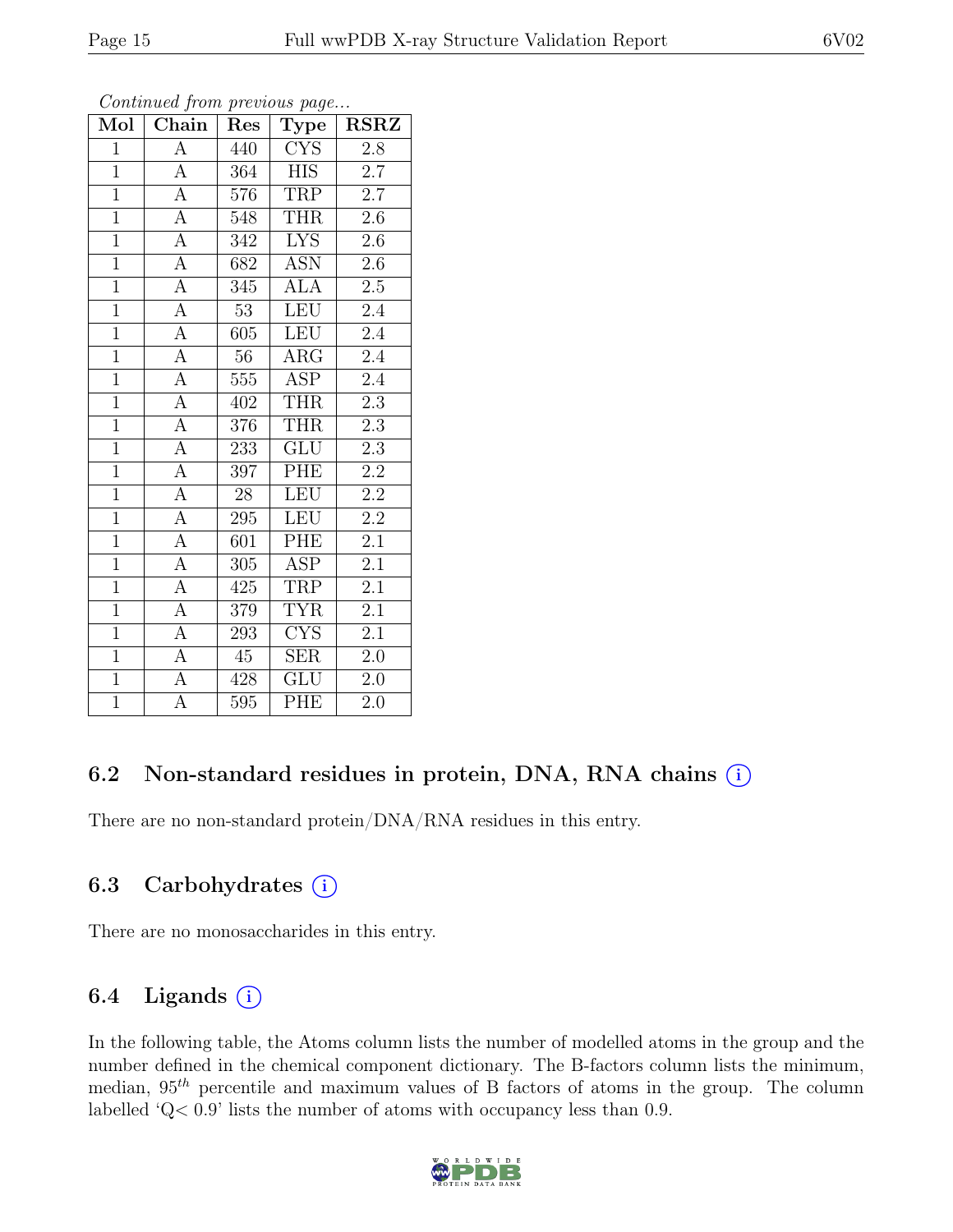*Continued from previous page...*

| Mol | Chain | Res | Type | RSRZ |
|---|---|---|---|---|
| 1 | A | 440 | CYS | 2.8 |
| 1 | A | 364 | HIS | 2.7 |
| 1 | A | 576 | TRP | 2.7 |
| 1 | A | 548 | THR | 2.6 |
| 1 | A | 342 | LYS | 2.6 |
| 1 | A | 682 | ASN | 2.6 |
| 1 | A | 345 | ALA | 2.5 |
| 1 | A | 53 | LEU | 2.4 |
| 1 | A | 605 | LEU | 2.4 |
| 1 | A | 56 | ARG | 2.4 |
| 1 | A | 555 | ASP | 2.4 |
| 1 | A | 402 | THR | 2.3 |
| 1 | A | 376 | THR | 2.3 |
| 1 | A | 233 | GLU | 2.3 |
| 1 | A | 397 | PHE | 2.2 |
| 1 | A | 28 | LEU | 2.2 |
| 1 | A | 295 | LEU | 2.2 |
| 1 | A | 601 | PHE | 2.1 |
| 1 | A | 305 | ASP | 2.1 |
| 1 | A | 425 | TRP | 2.1 |
| 1 | A | 379 | TYR | 2.1 |
| 1 | A | 293 | CYS | 2.1 |
| 1 | A | 45 | SER | 2.0 |
| 1 | A | 428 | GLU | 2.0 |
| 1 | A | 595 | PHE | 2.0 |

## 6.2 Non-standard residues in protein, DNA, RNA chains (i)

There are no non-standard protein/DNA/RNA residues in this entry.

## 6.3 Carbohydrates (i)

There are no monosaccharides in this entry.

## 6.4 Ligands (i)

In the following table, the Atoms column lists the number of modelled atoms in the group and the number defined in the chemical component dictionary. The B-factors column lists the minimum, median, $95^{th}$ percentile and maximum values of B factors of atoms in the group. The column labelled 'Q< 0.9' lists the number of atoms with occupancy less than 0.9.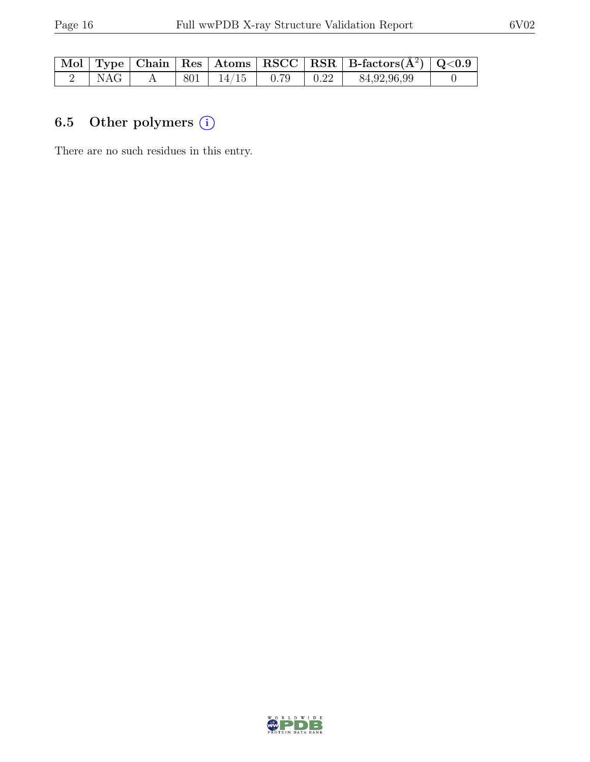| Mol | Type | Chain | Res | Atoms | RSCC | RSR | B-factors($Å^2$) | Q<0.9 |
|---|---|---|---|---|---|---|---|---|
| 2 | NAG | A | 801 | 14/15 | 0.79 | 0.22 | 84,92,96,99 | 0 |

## 6.5 Other polymers

There are no such residues in this entry.